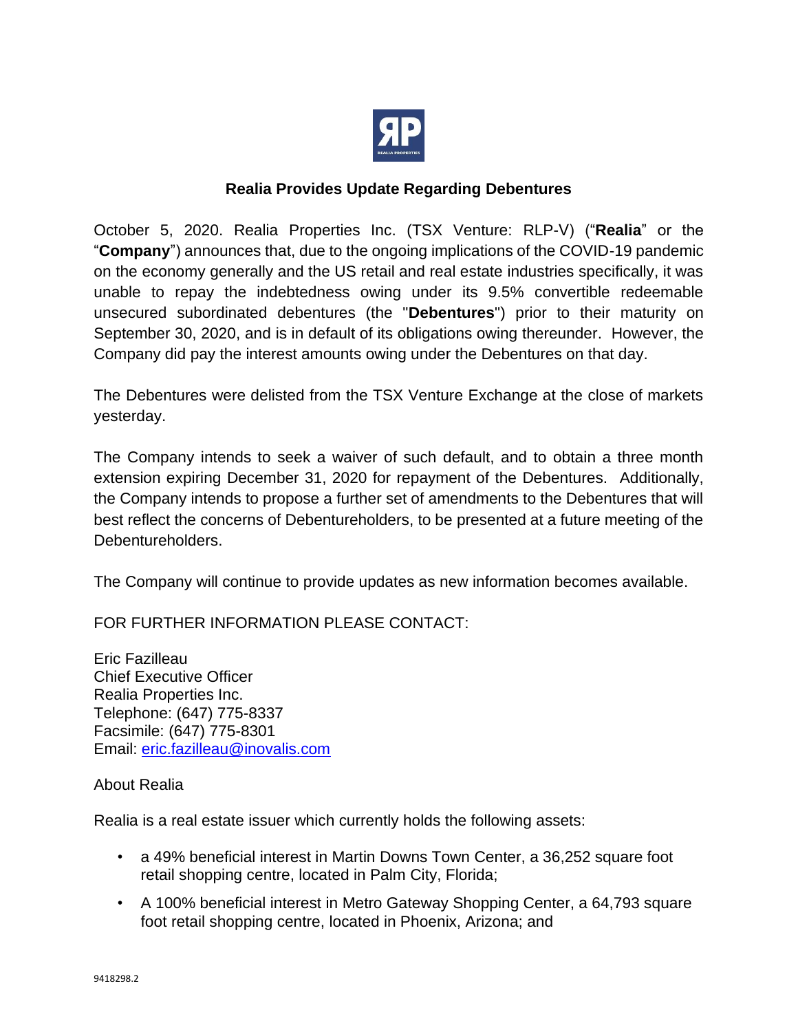# Realia Provides Update Regarding Debentures

October 5, 2020. Realia Properties Inc. (TSX Venture: RLP-V) ("**Realia**" or the "**Company**") announces that, due to the ongoing implications of the COVID-19 pandemic on the economy generally and the US retail and real estate industries specifically, it was unable to repay the indebtedness owing under its 9.5% convertible redeemable unsecured subordinated debentures (the "**Debentures**") prior to their maturity on September 30, 2020, and is in default of its obligations owing thereunder. However, the Company did pay the interest amounts owing under the Debentures on that day.

The Debentures were delisted from the TSX Venture Exchange at the close of markets yesterday.

The Company intends to seek a waiver of such default, and to obtain a three month extension expiring December 31, 2020 for repayment of the Debentures. Additionally, the Company intends to propose a further set of amendments to the Debentures that will best reflect the concerns of Debentureholders, to be presented at a future meeting of the Debentureholders.

The Company will continue to provide updates as new information becomes available.

FOR FURTHER INFORMATION PLEASE CONTACT:

Eric Fazilleau
Chief Executive Officer
Realia Properties Inc.
Telephone: (647) 775-8337
Facsimile: (647) 775-8301
Email: eric.fazilleau@inovalis.com

About Realia

Realia is a real estate issuer which currently holds the following assets:

- a 49% beneficial interest in Martin Downs Town Center, a 36,252 square foot retail shopping centre, located in Palm City, Florida;
- A 100% beneficial interest in Metro Gateway Shopping Center, a 64,793 square foot retail shopping centre, located in Phoenix, Arizona; and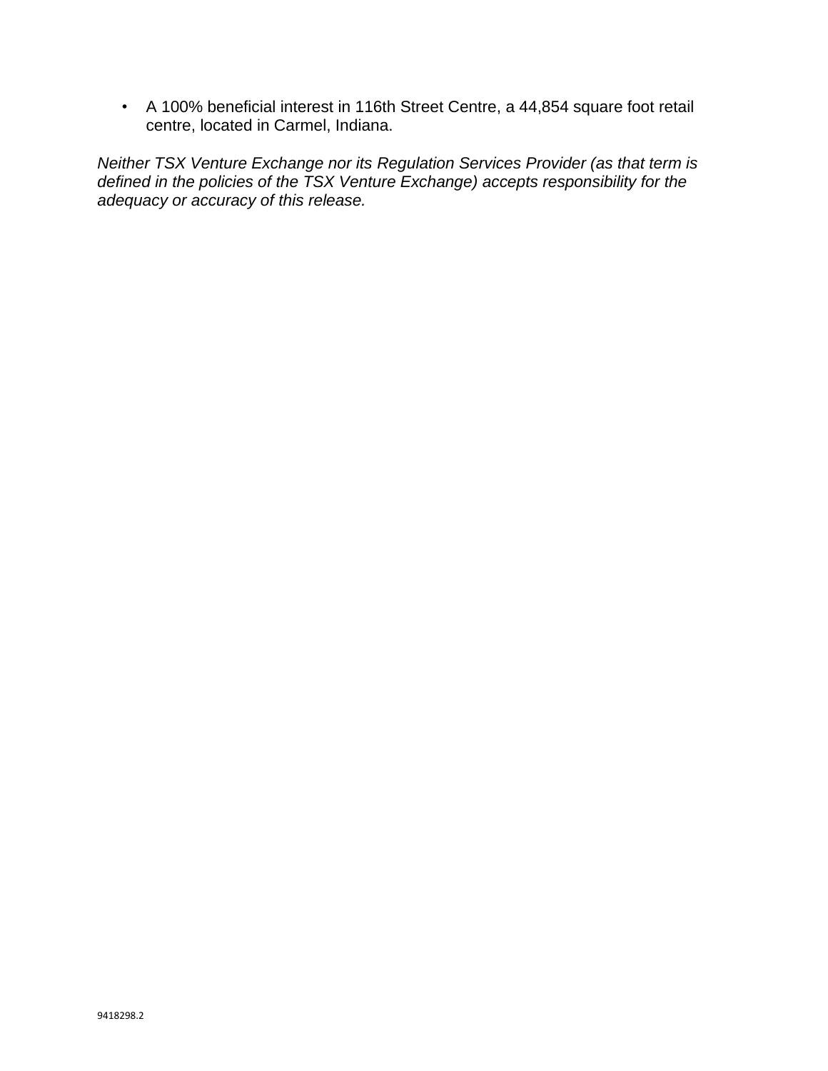- A 100% beneficial interest in 116th Street Centre, a 44,854 square foot retail centre, located in Carmel, Indiana.

*Neither TSX Venture Exchange nor its Regulation Services Provider (as that term is defined in the policies of the TSX Venture Exchange) accepts responsibility for the adequacy or accuracy of this release.*